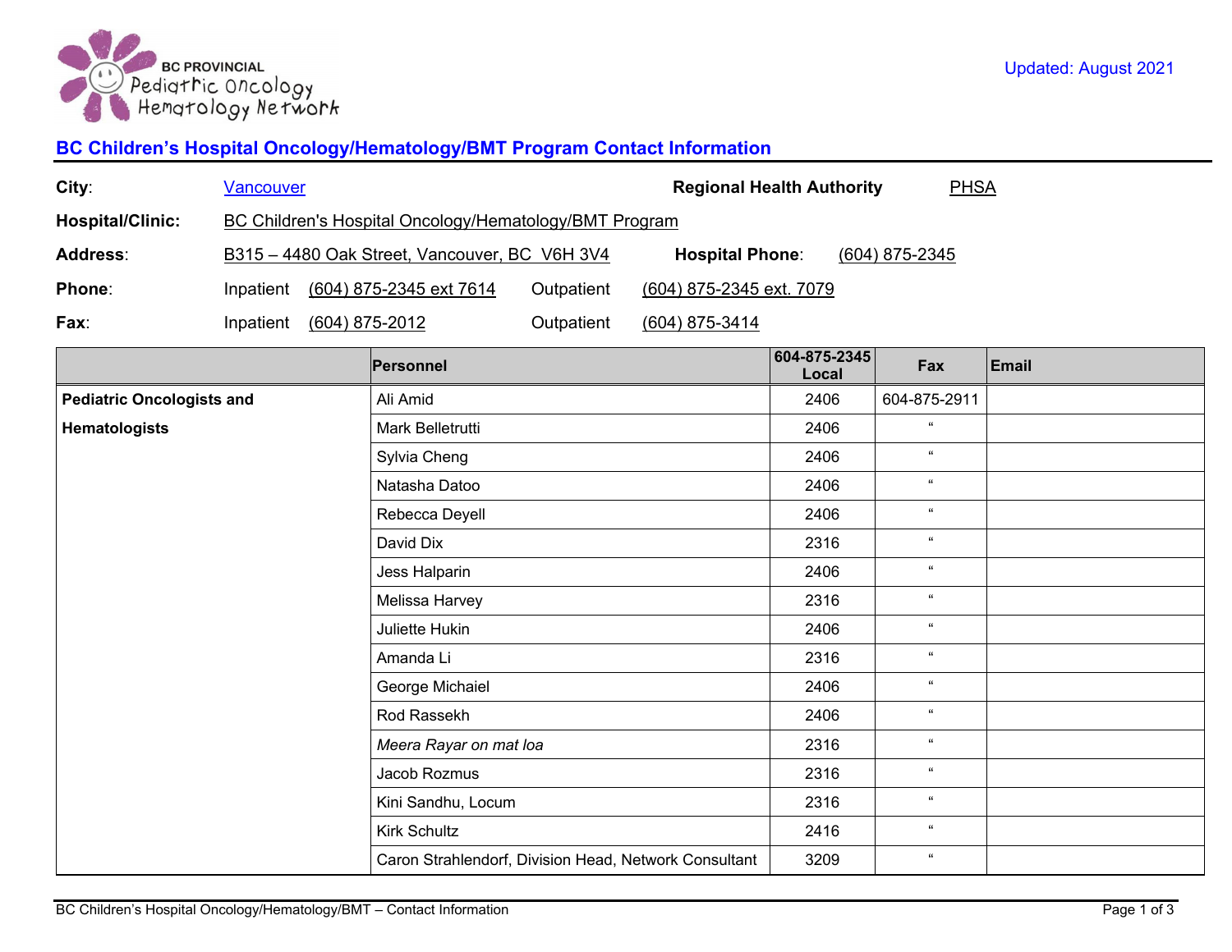BC PROVINCIAL Pediatric Oncology Hematology Network

Updated: August 2021

## BC Children's Hospital Oncology/Hematology/BMT Program Contact Information

**City**: Vancouver **Regional Health Authority** PHSA

**Hospital/Clinic:** BC Children's Hospital Oncology/Hematology/BMT Program

**Address**: B315 – 4480 Oak Street, Vancouver, BC V6H 3V4 **Hospital Phone**: (604) 875-2345

**Phone**: Inpatient (604) 875-2345 ext 7614 Outpatient (604) 875-2345 ext. 7079

**Fax**: Inpatient (604) 875-2012 Outpatient (604) 875-3414

| | Personnel | 604-875-2345 Local | Fax | Email |
|---|---|---|---|---|
| **Pediatric Oncologists and Hematologists** | Ali Amid | 2406 | 604-875-2911 | |
| | Mark Belletrutti | 2406 | " | |
| | Sylvia Cheng | 2406 | " | |
| | Natasha Datoo | 2406 | " | |
| | Rebecca Deyell | 2406 | " | |
| | David Dix | 2316 | " | |
| | Jess Halparin | 2406 | " | |
| | Melissa Harvey | 2316 | " | |
| | Juliette Hukin | 2406 | " | |
| | Amanda Li | 2316 | " | |
| | George Michaiel | 2406 | " | |
| | Rod Rassekh | 2406 | " | |
| | *Meera Rayar on mat loa* | 2316 | " | |
| | Jacob Rozmus | 2316 | " | |
| | Kini Sandhu, Locum | 2316 | " | |
| | Kirk Schultz | 2416 | " | |
| | Caron Strahlendorf, Division Head, Network Consultant | 3209 | " | |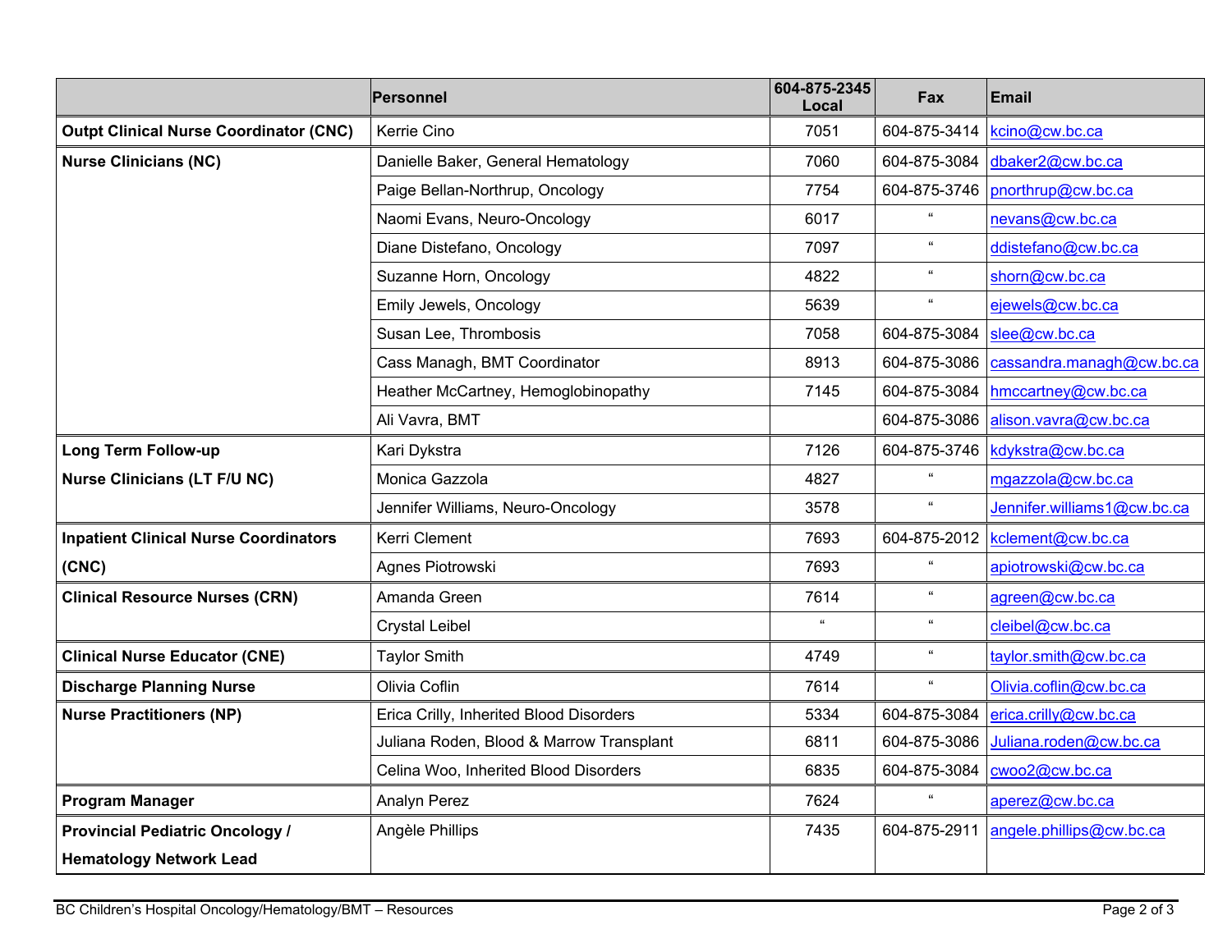| | Personnel | 604-875-2345 Local | Fax | Email |
|---|---|---|---|---|
| **Outpt Clinical Nurse Coordinator (CNC)** | Kerrie Cino | 7051 | 604-875-3414 | kcino@cw.bc.ca |
| **Nurse Clinicians (NC)** | Danielle Baker, General Hematology | 7060 | 604-875-3084 | dbaker2@cw.bc.ca |
| | Paige Bellan-Northrup, Oncology | 7754 | 604-875-3746 | pnorthrup@cw.bc.ca |
| | Naomi Evans, Neuro-Oncology | 6017 | " | nevans@cw.bc.ca |
| | Diane Distefano, Oncology | 7097 | " | ddistefano@cw.bc.ca |
| | Suzanne Horn, Oncology | 4822 | " | shorn@cw.bc.ca |
| | Emily Jewels, Oncology | 5639 | " | ejewels@cw.bc.ca |
| | Susan Lee, Thrombosis | 7058 | 604-875-3084 | slee@cw.bc.ca |
| | Cass Managh, BMT Coordinator | 8913 | 604-875-3086 | cassandra.managh@cw.bc.ca |
| | Heather McCartney, Hemoglobinopathy | 7145 | 604-875-3084 | hmccartney@cw.bc.ca |
| | Ali Vavra, BMT | | 604-875-3086 | alison.vavra@cw.bc.ca |
| **Long Term Follow-up Nurse Clinicians (LT F/U NC)** | Kari Dykstra | 7126 | 604-875-3746 | kdykstra@cw.bc.ca |
| | Monica Gazzola | 4827 | " | mgazzola@cw.bc.ca |
| | Jennifer Williams, Neuro-Oncology | 3578 | " | Jennifer.williams1@cw.bc.ca |
| **Inpatient Clinical Nurse Coordinators (CNC)** | Kerri Clement | 7693 | 604-875-2012 | kclement@cw.bc.ca |
| | Agnes Piotrowski | 7693 | " | apiotrowski@cw.bc.ca |
| **Clinical Resource Nurses (CRN)** | Amanda Green | 7614 | " | agreen@cw.bc.ca |
| | Crystal Leibel | " | " | cleibel@cw.bc.ca |
| **Clinical Nurse Educator (CNE)** | Taylor Smith | 4749 | " | taylor.smith@cw.bc.ca |
| **Discharge Planning Nurse** | Olivia Coflin | 7614 | " | Olivia.coflin@cw.bc.ca |
| **Nurse Practitioners (NP)** | Erica Crilly, Inherited Blood Disorders | 5334 | 604-875-3084 | erica.crilly@cw.bc.ca |
| | Juliana Roden, Blood & Marrow Transplant | 6811 | 604-875-3086 | Juliana.roden@cw.bc.ca |
| | Celina Woo, Inherited Blood Disorders | 6835 | 604-875-3084 | cwoo2@cw.bc.ca |
| **Program Manager** | Analyn Perez | 7624 | " | aperez@cw.bc.ca |
| **Provincial Pediatric Oncology / Hematology Network Lead** | Angèle Phillips | 7435 | 604-875-2911 | angele.phillips@cw.bc.ca |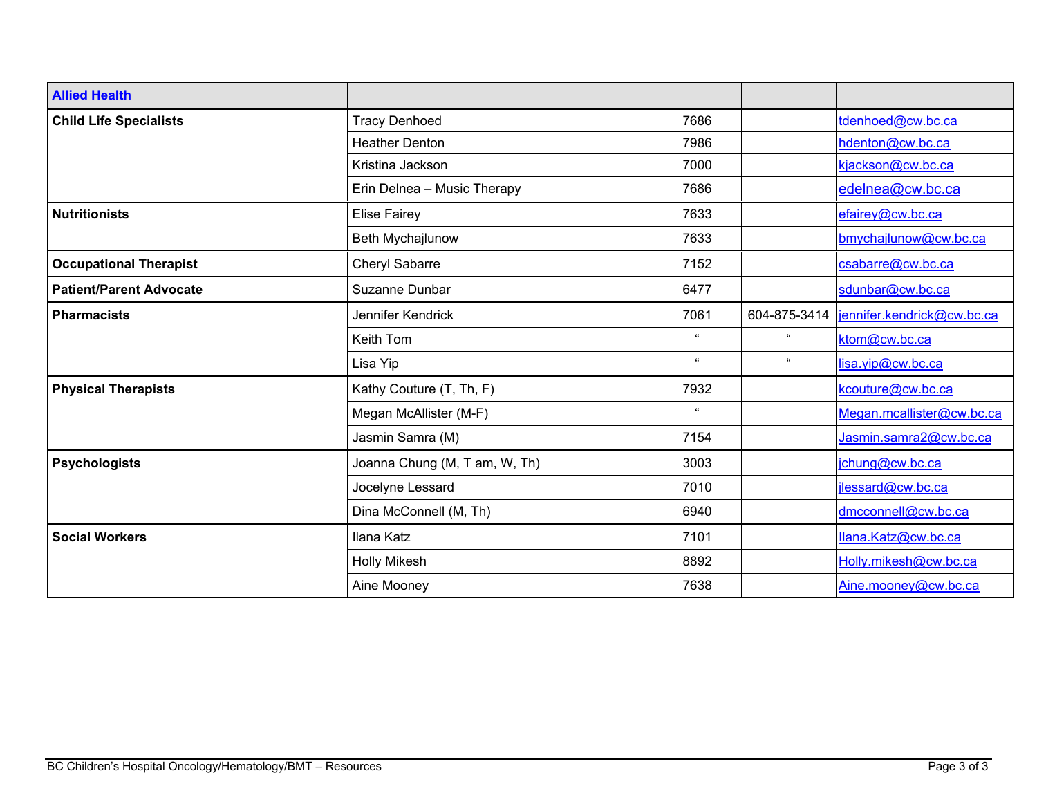| Allied Health | | | | |
|---|---|---|---|---|
| **Child Life Specialists** | Tracy Denhoed | 7686 | | tdenhoed@cw.bc.ca |
| | Heather Denton | 7986 | | hdenton@cw.bc.ca |
| | Kristina Jackson | 7000 | | kjackson@cw.bc.ca |
| | Erin Delnea – Music Therapy | 7686 | | edelnea@cw.bc.ca |
| **Nutritionists** | Elise Fairey | 7633 | | efairey@cw.bc.ca |
| | Beth Mychajlunow | 7633 | | bmychajlunow@cw.bc.ca |
| **Occupational Therapist** | Cheryl Sabarre | 7152 | | csabarre@cw.bc.ca |
| **Patient/Parent Advocate** | Suzanne Dunbar | 6477 | | sdunbar@cw.bc.ca |
| **Pharmacists** | Jennifer Kendrick | 7061 | 604-875-3414 | jennifer.kendrick@cw.bc.ca |
| | Keith Tom | " | " | ktom@cw.bc.ca |
| | Lisa Yip | " | " | lisa.yip@cw.bc.ca |
| **Physical Therapists** | Kathy Couture (T, Th, F) | 7932 | | kcouture@cw.bc.ca |
| | Megan McAllister (M-F) | " | | Megan.mcallister@cw.bc.ca |
| | Jasmin Samra (M) | 7154 | | Jasmin.samra2@cw.bc.ca |
| **Psychologists** | Joanna Chung (M, T am, W, Th) | 3003 | | jchung@cw.bc.ca |
| | Jocelyne Lessard | 7010 | | jlessard@cw.bc.ca |
| | Dina McConnell (M, Th) | 6940 | | dmcconnell@cw.bc.ca |
| **Social Workers** | Ilana Katz | 7101 | | Ilana.Katz@cw.bc.ca |
| | Holly Mikesh | 8892 | | Holly.mikesh@cw.bc.ca |
| | Aine Mooney | 7638 | | Aine.mooney@cw.bc.ca |